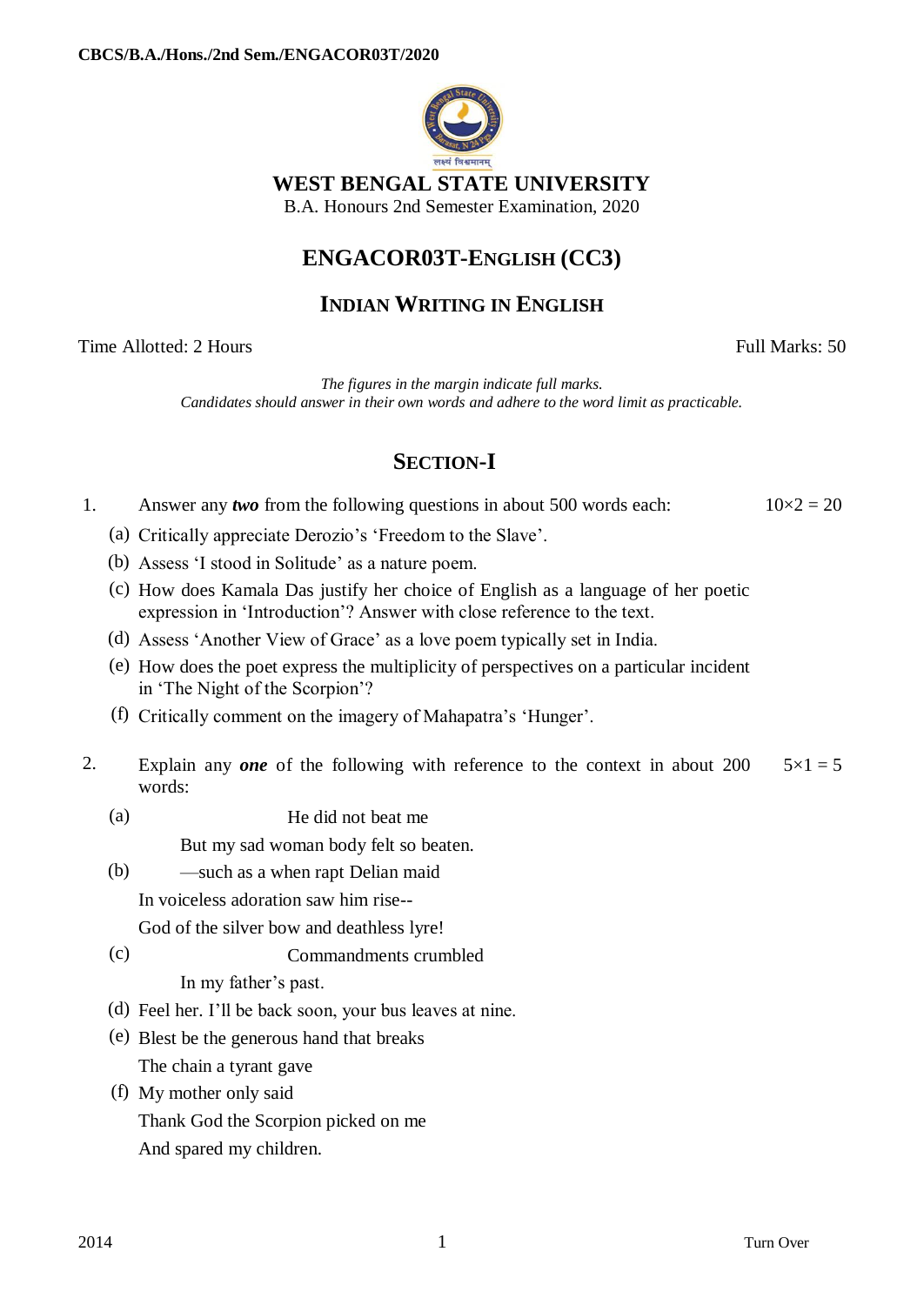CBCS/B.A./Hons./2nd Sem./ENGACOR03T/2020

# WEST BENGAL STATE UNIVERSITY

B.A. Honours 2nd Semester Examination, 2020

## ENGACOR03T-ENGLISH (CC3)

## INDIAN WRITING IN ENGLISH

Time Allotted: 2 Hours — Full Marks: 50

*The figures in the margin indicate full marks.*
*Candidates should answer in their own words and adhere to the word limit as practicable.*

## SECTION-I

1. Answer any ***two*** from the following questions in about 500 words each: 10×2 = 20

   (a) Critically appreciate Derozio's 'Freedom to the Slave'.

   (b) Assess 'I stood in Solitude' as a nature poem.

   (c) How does Kamala Das justify her choice of English as a language of her poetic expression in 'Introduction'? Answer with close reference to the text.

   (d) Assess 'Another View of Grace' as a love poem typically set in India.

   (e) How does the poet express the multiplicity of perspectives on a particular incident in 'The Night of the Scorpion'?

   (f) Critically comment on the imagery of Mahapatra's 'Hunger'.

2. Explain any ***one*** of the following with reference to the context in about 200 words: 5×1 = 5

   (a) He did not beat me
   But my sad woman body felt so beaten.

   (b) —such as a when rapt Delian maid
   In voiceless adoration saw him rise--
   God of the silver bow and deathless lyre!

   (c) Commandments crumbled
   In my father's past.

   (d) Feel her. I'll be back soon, your bus leaves at nine.

   (e) Blest be the generous hand that breaks
   The chain a tyrant gave

   (f) My mother only said
   Thank God the Scorpion picked on me
   And spared my children.

Turn Over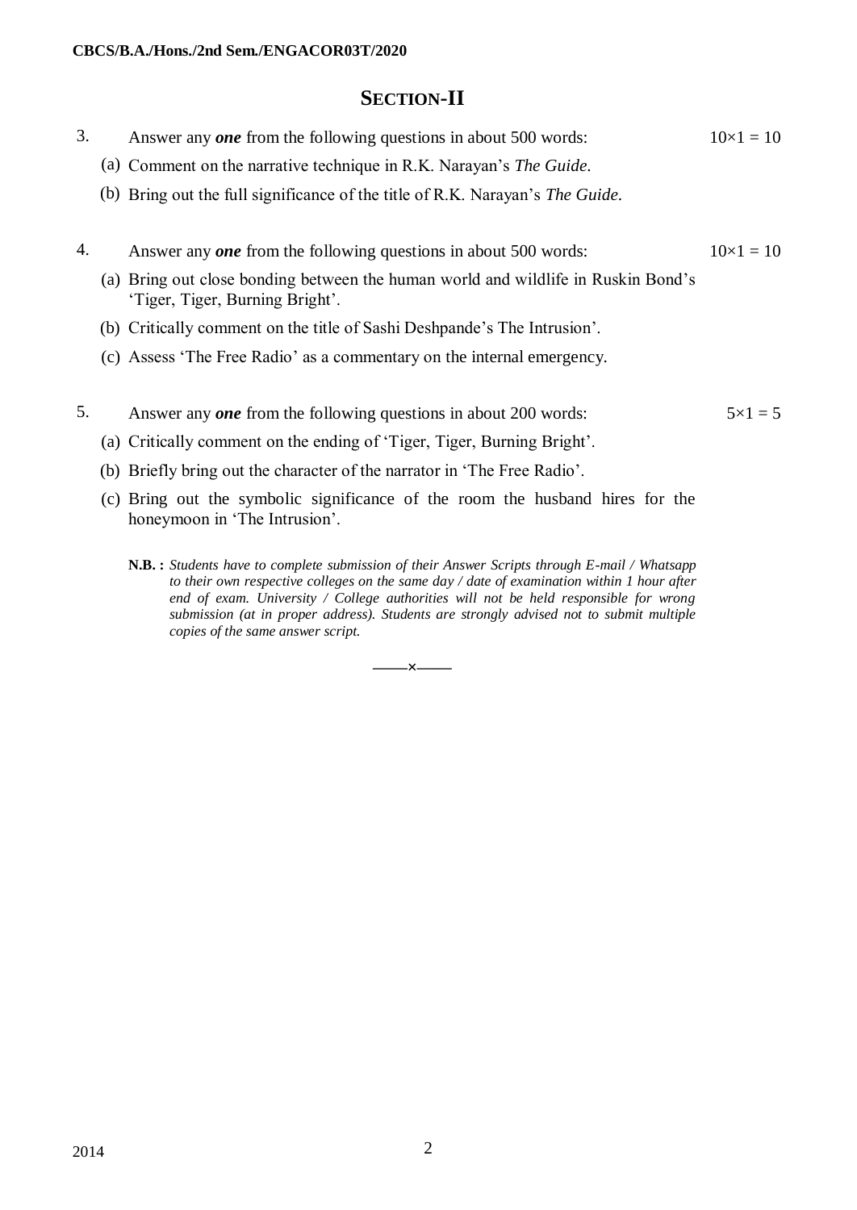## SECTION-II

3. Answer any ***one*** from the following questions in about 500 words: 10×1 = 10

   (a) Comment on the narrative technique in R.K. Narayan's *The Guide*.

   (b) Bring out the full significance of the title of R.K. Narayan's *The Guide*.

4. Answer any ***one*** from the following questions in about 500 words: 10×1 = 10

   (a) Bring out close bonding between the human world and wildlife in Ruskin Bond's 'Tiger, Tiger, Burning Bright'.

   (b) Critically comment on the title of Sashi Deshpande's The Intrusion'.

   (c) Assess 'The Free Radio' as a commentary on the internal emergency.

5. Answer any ***one*** from the following questions in about 200 words: 5×1 = 5

   (a) Critically comment on the ending of 'Tiger, Tiger, Burning Bright'.

   (b) Briefly bring out the character of the narrator in 'The Free Radio'.

   (c) Bring out the symbolic significance of the room the husband hires for the honeymoon in 'The Intrusion'.

**N.B. :** *Students have to complete submission of their Answer Scripts through E-mail / Whatsapp to their own respective colleges on the same day / date of examination within 1 hour after end of exam. University / College authorities will not be held responsible for wrong submission (at in proper address). Students are strongly advised not to submit multiple copies of the same answer script.*

——×——